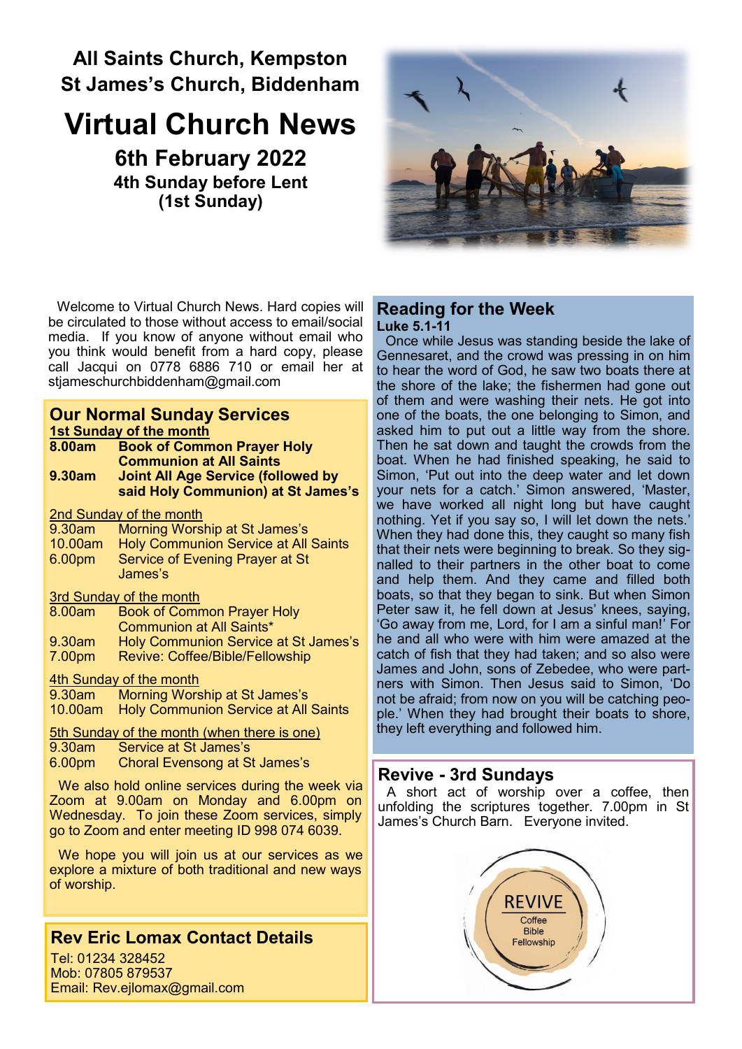# All Saints Church, Kempston
# St James's Church, Biddenham

# Virtual Church News

## 6th February 2022

### 4th Sunday before Lent
### (1st Sunday)

Welcome to Virtual Church News. Hard copies will be circulated to those without access to email/social media. If you know of anyone without email who you think would benefit from a hard copy, please call Jacqui on 0778 6886 710 or email her at stjameschurchbiddenham@gmail.com

## Our Normal Sunday Services

**1st Sunday of the month**

| | |
|---|---|
| **8.00am** | **Book of Common Prayer Holy Communion at All Saints** |
| **9.30am** | **Joint All Age Service (followed by said Holy Communion) at St James's** |

2nd Sunday of the month

| | |
|---|---|
| 9.30am | Morning Worship at St James's |
| 10.00am | Holy Communion Service at All Saints |
| 6.00pm | Service of Evening Prayer at St James's |

3rd Sunday of the month

| | |
|---|---|
| 8.00am | Book of Common Prayer Holy Communion at All Saints* |
| 9.30am | Holy Communion Service at St James's |
| 7.00pm | Revive: Coffee/Bible/Fellowship |

4th Sunday of the month

| | |
|---|---|
| 9.30am | Morning Worship at St James's |
| 10.00am | Holy Communion Service at All Saints |

5th Sunday of the month (when there is one)

| | |
|---|---|
| 9.30am | Service at St James's |
| 6.00pm | Choral Evensong at St James's |

We also hold online services during the week via Zoom at 9.00am on Monday and 6.00pm on Wednesday. To join these Zoom services, simply go to Zoom and enter meeting ID 998 074 6039.

We hope you will join us at our services as we explore a mixture of both traditional and new ways of worship.

## Rev Eric Lomax Contact Details

Tel: 01234 328452
Mob: 07805 879537
Email: Rev.ejlomax@gmail.com

## Reading for the Week

**Luke 5.1-11**

Once while Jesus was standing beside the lake of Gennesaret, and the crowd was pressing in on him to hear the word of God, he saw two boats there at the shore of the lake; the fishermen had gone out of them and were washing their nets. He got into one of the boats, the one belonging to Simon, and asked him to put out a little way from the shore. Then he sat down and taught the crowds from the boat. When he had finished speaking, he said to Simon, 'Put out into the deep water and let down your nets for a catch.' Simon answered, 'Master, we have worked all night long but have caught nothing. Yet if you say so, I will let down the nets.' When they had done this, they caught so many fish that their nets were beginning to break. So they signalled to their partners in the other boat to come and help them. And they came and filled both boats, so that they began to sink. But when Simon Peter saw it, he fell down at Jesus' knees, saying, 'Go away from me, Lord, for I am a sinful man!' For he and all who were with him were amazed at the catch of fish that they had taken; and so also were James and John, sons of Zebedee, who were partners with Simon. Then Jesus said to Simon, 'Do not be afraid; from now on you will be catching people.' When they had brought their boats to shore, they left everything and followed him.

## Revive - 3rd Sundays

A short act of worship over a coffee, then unfolding the scriptures together. 7.00pm in St James's Church Barn. Everyone invited.

REVIVE
Coffee
Bible
Fellowship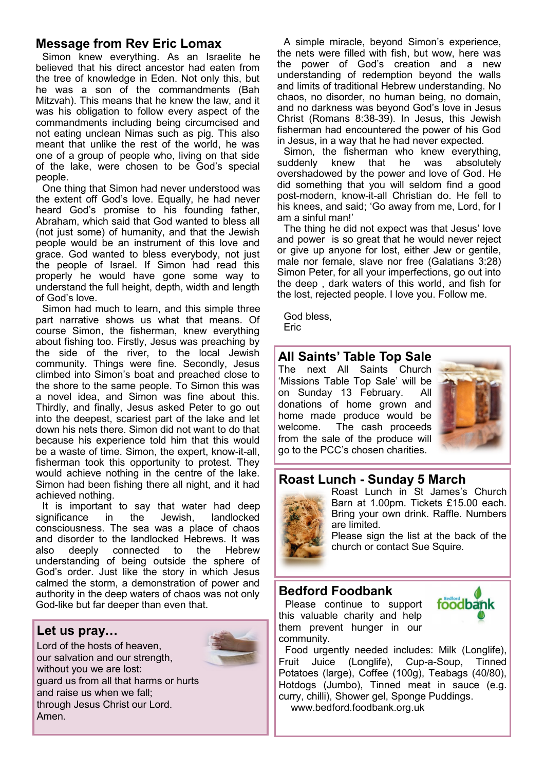## Message from Rev Eric Lomax

Simon knew everything. As an Israelite he believed that his direct ancestor had eaten from the tree of knowledge in Eden. Not only this, but he was a son of the commandments (Bah Mitzvah). This means that he knew the law, and it was his obligation to follow every aspect of the commandments including being circumcised and not eating unclean Nimas such as pig. This also meant that unlike the rest of the world, he was one of a group of people who, living on that side of the lake, were chosen to be God's special people.

One thing that Simon had never understood was the extent off God's love. Equally, he had never heard God's promise to his founding father, Abraham, which said that God wanted to bless all (not just some) of humanity, and that the Jewish people would be an instrument of this love and grace. God wanted to bless everybody, not just the people of Israel. If Simon had read this properly he would have gone some way to understand the full height, depth, width and length of God's love.

Simon had much to learn, and this simple three part narrative shows us what that means. Of course Simon, the fisherman, knew everything about fishing too. Firstly, Jesus was preaching by the side of the river, to the local Jewish community. Things were fine. Secondly, Jesus climbed into Simon's boat and preached close to the shore to the same people. To Simon this was a novel idea, and Simon was fine about this. Thirdly, and finally, Jesus asked Peter to go out into the deepest, scariest part of the lake and let down his nets there. Simon did not want to do that because his experience told him that this would be a waste of time. Simon, the expert, know-it-all, fisherman took this opportunity to protest. They would achieve nothing in the centre of the lake. Simon had been fishing there all night, and it had achieved nothing.

It is important to say that water had deep significance in the Jewish, landlocked consciousness. The sea was a place of chaos and disorder to the landlocked Hebrews. It was also deeply connected to the Hebrew understanding of being outside the sphere of God's order. Just like the story in which Jesus calmed the storm, a demonstration of power and authority in the deep waters of chaos was not only God-like but far deeper than even that.

A simple miracle, beyond Simon's experience, the nets were filled with fish, but wow, here was the power of God's creation and a new understanding of redemption beyond the walls and limits of traditional Hebrew understanding. No chaos, no disorder, no human being, no domain, and no darkness was beyond God's love in Jesus Christ (Romans 8:38-39). In Jesus, this Jewish fisherman had encountered the power of his God in Jesus, in a way that he had never expected.

Simon, the fisherman who knew everything, suddenly knew that he was absolutely overshadowed by the power and love of God. He did something that you will seldom find a good post-modern, know-it-all Christian do. He fell to his knees, and said; 'Go away from me, Lord, for I am a sinful man!'

The thing he did not expect was that Jesus' love and power is so great that he would never reject or give up anyone for lost, either Jew or gentile, male nor female, slave nor free (Galatians 3:28) Simon Peter, for all your imperfections, go out into the deep , dark waters of this world, and fish for the lost, rejected people. I love you. Follow me.

God bless,
Eric

## Let us pray…

Lord of the hosts of heaven,
our salvation and our strength,
without you we are lost:
guard us from all that harms or hurts
and raise us when we fall;
through Jesus Christ our Lord.
Amen.

## All Saints' Table Top Sale

The next All Saints Church 'Missions Table Top Sale' will be on Sunday 13 February. All donations of home grown and home made produce would be welcome. The cash proceeds from the sale of the produce will go to the PCC's chosen charities.

## Roast Lunch - Sunday 5 March

Roast Lunch in St James's Church Barn at 1.00pm. Tickets £15.00 each. Bring your own drink. Raffle. Numbers are limited.

Please sign the list at the back of the church or contact Sue Squire.

## Bedford Foodbank

Please continue to support this valuable charity and help them prevent hunger in our community.

Food urgently needed includes: Milk (Longlife), Fruit Juice (Longlife), Cup-a-Soup, Tinned Potatoes (large), Coffee (100g), Teabags (40/80), Hotdogs (Jumbo), Tinned meat in sauce (e.g. curry, chilli), Shower gel, Sponge Puddings.

www.bedford.foodbank.org.uk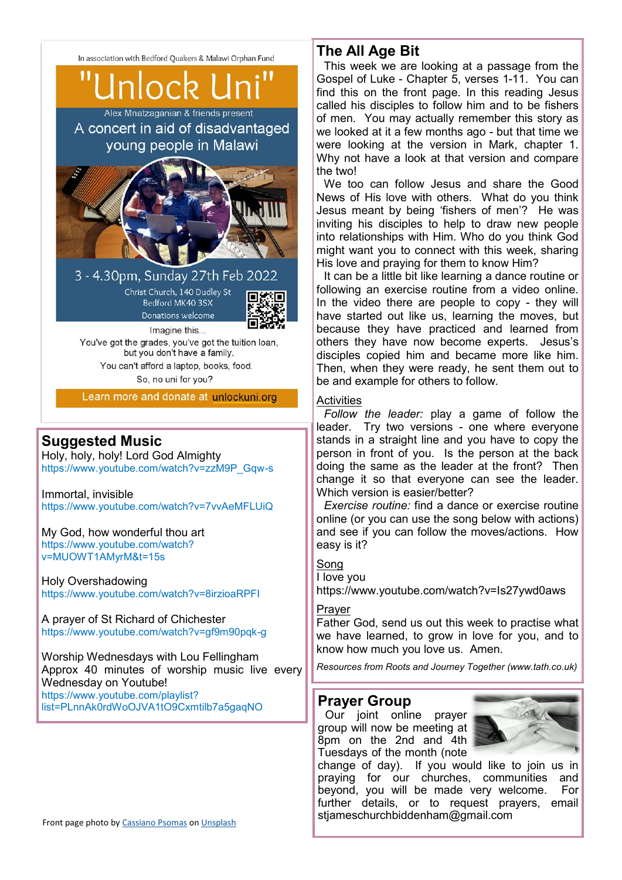In association with Bedford Quakers & Malawi Orphan Fund

# "Unlock Uni"

Alex Mnatzaganian & friends present

A concert in aid of disadvantaged young people in Malawi

3 - 4.30pm, Sunday 27th Feb 2022

Christ Church, 140 Dudley St
Bedford MK40 3SX
Donations welcome

Imagine this...
You've got the grades, you've got the tuition loan, but you don't have a family.
You can't afford a laptop, books, food.
So, no uni for you?

Learn more and donate at unlockuni.org

## Suggested Music

Holy, holy, holy! Lord God Almighty
https://www.youtube.com/watch?v=zzM9P_Gqw-s

Immortal, invisible
https://www.youtube.com/watch?v=7vvAeMFLUiQ

My God, how wonderful thou art
https://www.youtube.com/watch?v=MUOWT1AMyrM&t=15s

Holy Overshadowing
https://www.youtube.com/watch?v=8irzioaRPFI

A prayer of St Richard of Chichester
https://www.youtube.com/watch?v=gf9m90pqk-g

Worship Wednesdays with Lou Fellingham
Approx 40 minutes of worship music live every Wednesday on Youtube!
https://www.youtube.com/playlist?list=PLnnAk0rdWoOJVA1tO9Cxmtilb7a5gaqNO

Front page photo by Cassiano Psomas on Unsplash

## The All Age Bit

This week we are looking at a passage from the Gospel of Luke - Chapter 5, verses 1-11. You can find this on the front page. In this reading Jesus called his disciples to follow him and to be fishers of men. You may actually remember this story as we looked at it a few months ago - but that time we were looking at the version in Mark, chapter 1. Why not have a look at that version and compare the two!

We too can follow Jesus and share the Good News of His love with others. What do you think Jesus meant by being 'fishers of men'? He was inviting his disciples to help to draw new people into relationships with Him. Who do you think God might want you to connect with this week, sharing His love and praying for them to know Him?

It can be a little bit like learning a dance routine or following an exercise routine from a video online. In the video there are people to copy - they will have started out like us, learning the moves, but because they have practiced and learned from others they have now become experts. Jesus's disciples copied him and became more like him. Then, when they were ready, he sent them out to be and example for others to follow.

Activities

*Follow the leader:* play a game of follow the leader. Try two versions - one where everyone stands in a straight line and you have to copy the person in front of you. Is the person at the back doing the same as the leader at the front? Then change it so that everyone can see the leader. Which version is easier/better?

*Exercise routine:* find a dance or exercise routine online (or you can use the song below with actions) and see if you can follow the moves/actions. How easy is it?

Song

I love you
https://www.youtube.com/watch?v=Is27ywd0aws

Prayer

Father God, send us out this week to practise what we have learned, to grow in love for you, and to know how much you love us. Amen.

*Resources from Roots and Journey Together (www.tath.co.uk)*

## Prayer Group

Our joint online prayer group will now be meeting at 8pm on the 2nd and 4th Tuesdays of the month (note change of day). If you would like to join us in praying for our churches, communities and beyond, you will be made very welcome. For further details, or to request prayers, email stjameschurchbiddenham@gmail.com